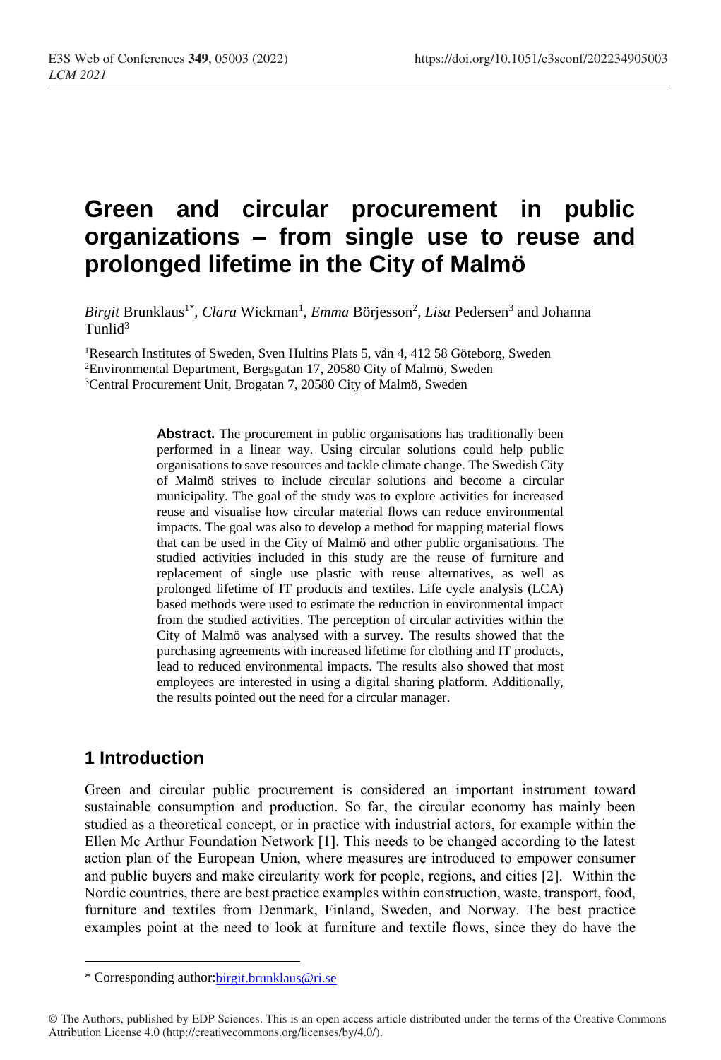# Green and circular procurement in public organizations – from single use to reuse and prolonged lifetime in the City of Malmö

*Birgit* Brunklaus[1*], *Clara* Wickman[1], *Emma* Börjesson[2], *Lisa* Pedersen[3] and Johanna Tunlid[3]

[1]Research Institutes of Sweden, Sven Hultins Plats 5, vån 4, 412 58 Göteborg, Sweden
[2]Environmental Department, Bergsgatan 17, 20580 City of Malmö, Sweden
[3]Central Procurement Unit, Brogatan 7, 20580 City of Malmö, Sweden

**Abstract.** The procurement in public organisations has traditionally been performed in a linear way. Using circular solutions could help public organisations to save resources and tackle climate change. The Swedish City of Malmö strives to include circular solutions and become a circular municipality. The goal of the study was to explore activities for increased reuse and visualise how circular material flows can reduce environmental impacts. The goal was also to develop a method for mapping material flows that can be used in the City of Malmö and other public organisations. The studied activities included in this study are the reuse of furniture and replacement of single use plastic with reuse alternatives, as well as prolonged lifetime of IT products and textiles. Life cycle analysis (LCA) based methods were used to estimate the reduction in environmental impact from the studied activities. The perception of circular activities within the City of Malmö was analysed with a survey. The results showed that the purchasing agreements with increased lifetime for clothing and IT products, lead to reduced environmental impacts. The results also showed that most employees are interested in using a digital sharing platform. Additionally, the results pointed out the need for a circular manager.

## 1 Introduction

Green and circular public procurement is considered an important instrument toward sustainable consumption and production. So far, the circular economy has mainly been studied as a theoretical concept, or in practice with industrial actors, for example within the Ellen Mc Arthur Foundation Network [1]. This needs to be changed according to the latest action plan of the European Union, where measures are introduced to empower consumer and public buyers and make circularity work for people, regions, and cities [2]. Within the Nordic countries, there are best practice examples within construction, waste, transport, food, furniture and textiles from Denmark, Finland, Sweden, and Norway. The best practice examples point at the need to look at furniture and textile flows, since they do have the

* Corresponding author: birgit.brunklaus@ri.se

© The Authors, published by EDP Sciences. This is an open access article distributed under the terms of the Creative Commons Attribution License 4.0 (http://creativecommons.org/licenses/by/4.0/).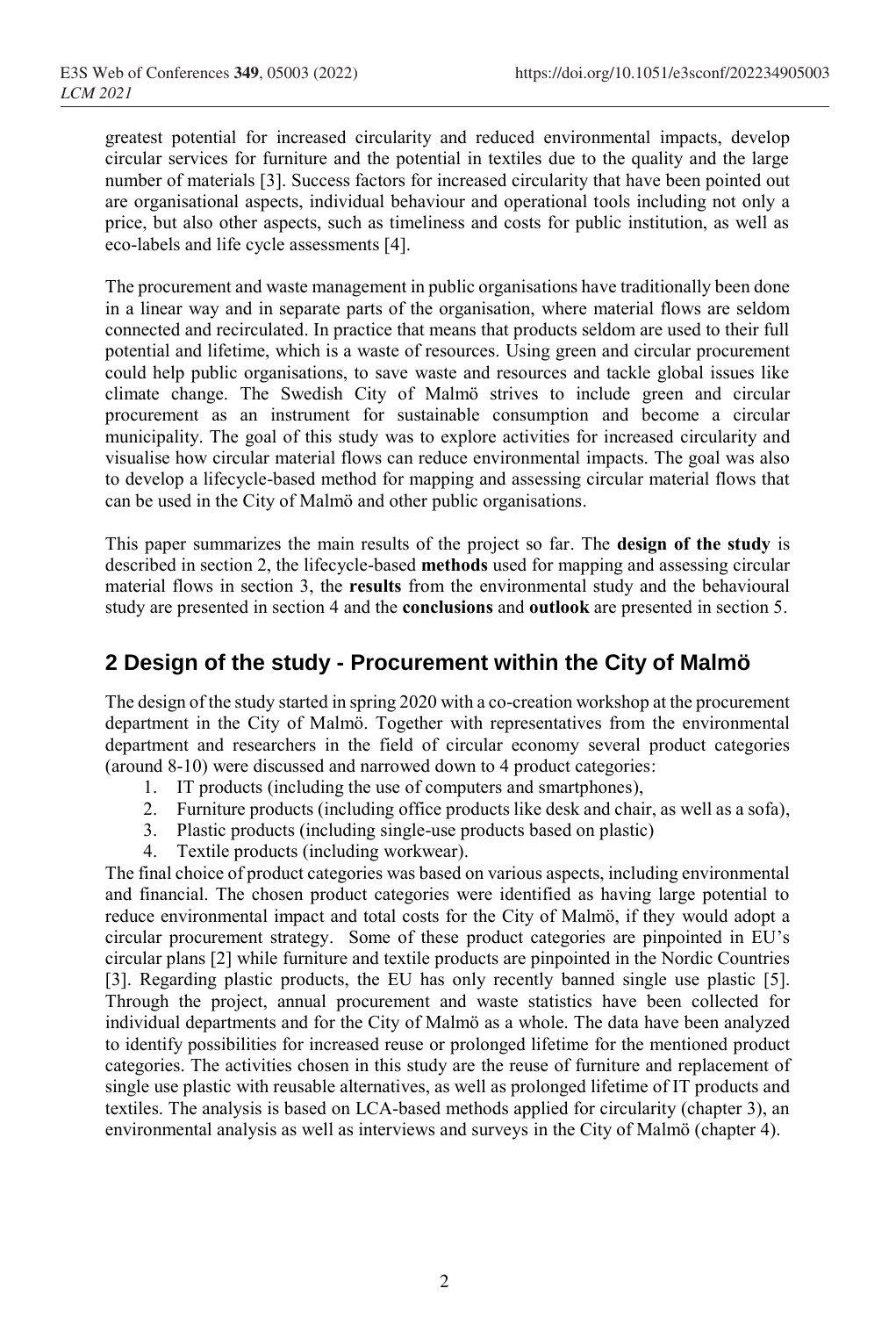greatest potential for increased circularity and reduced environmental impacts, develop circular services for furniture and the potential in textiles due to the quality and the large number of materials [3]. Success factors for increased circularity that have been pointed out are organisational aspects, individual behaviour and operational tools including not only a price, but also other aspects, such as timeliness and costs for public institution, as well as eco-labels and life cycle assessments [4].

The procurement and waste management in public organisations have traditionally been done in a linear way and in separate parts of the organisation, where material flows are seldom connected and recirculated. In practice that means that products seldom are used to their full potential and lifetime, which is a waste of resources. Using green and circular procurement could help public organisations, to save waste and resources and tackle global issues like climate change. The Swedish City of Malmö strives to include green and circular procurement as an instrument for sustainable consumption and become a circular municipality. The goal of this study was to explore activities for increased circularity and visualise how circular material flows can reduce environmental impacts. The goal was also to develop a lifecycle-based method for mapping and assessing circular material flows that can be used in the City of Malmö and other public organisations.

This paper summarizes the main results of the project so far. The **design of the study** is described in section 2, the lifecycle-based **methods** used for mapping and assessing circular material flows in section 3, the **results** from the environmental study and the behavioural study are presented in section 4 and the **conclusions** and **outlook** are presented in section 5.

## 2 Design of the study - Procurement within the City of Malmö

The design of the study started in spring 2020 with a co-creation workshop at the procurement department in the City of Malmö. Together with representatives from the environmental department and researchers in the field of circular economy several product categories (around 8-10) were discussed and narrowed down to 4 product categories:

1. IT products (including the use of computers and smartphones),
2. Furniture products (including office products like desk and chair, as well as a sofa),
3. Plastic products (including single-use products based on plastic)
4. Textile products (including workwear).

The final choice of product categories was based on various aspects, including environmental and financial. The chosen product categories were identified as having large potential to reduce environmental impact and total costs for the City of Malmö, if they would adopt a circular procurement strategy. Some of these product categories are pinpointed in EU's circular plans [2] while furniture and textile products are pinpointed in the Nordic Countries [3]. Regarding plastic products, the EU has only recently banned single use plastic [5]. Through the project, annual procurement and waste statistics have been collected for individual departments and for the City of Malmö as a whole. The data have been analyzed to identify possibilities for increased reuse or prolonged lifetime for the mentioned product categories. The activities chosen in this study are the reuse of furniture and replacement of single use plastic with reusable alternatives, as well as prolonged lifetime of IT products and textiles. The analysis is based on LCA-based methods applied for circularity (chapter 3), an environmental analysis as well as interviews and surveys in the City of Malmö (chapter 4).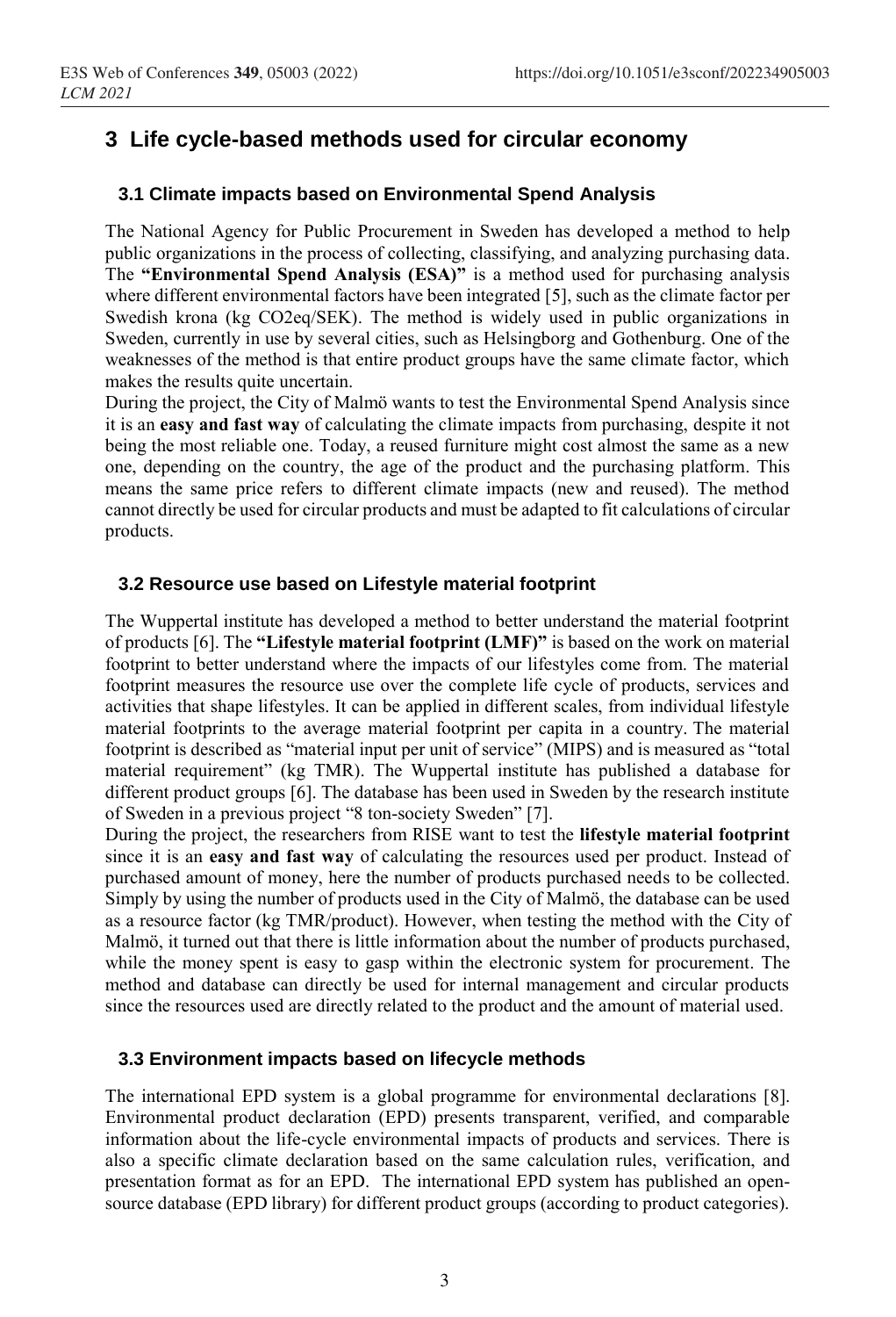# 3 Life cycle-based methods used for circular economy

## 3.1 Climate impacts based on Environmental Spend Analysis

The National Agency for Public Procurement in Sweden has developed a method to help public organizations in the process of collecting, classifying, and analyzing purchasing data. The **"Environmental Spend Analysis (ESA)"** is a method used for purchasing analysis where different environmental factors have been integrated [5], such as the climate factor per Swedish krona (kg CO2eq/SEK). The method is widely used in public organizations in Sweden, currently in use by several cities, such as Helsingborg and Gothenburg. One of the weaknesses of the method is that entire product groups have the same climate factor, which makes the results quite uncertain.

During the project, the City of Malmö wants to test the Environmental Spend Analysis since it is an **easy and fast way** of calculating the climate impacts from purchasing, despite it not being the most reliable one. Today, a reused furniture might cost almost the same as a new one, depending on the country, the age of the product and the purchasing platform. This means the same price refers to different climate impacts (new and reused). The method cannot directly be used for circular products and must be adapted to fit calculations of circular products.

## 3.2 Resource use based on Lifestyle material footprint

The Wuppertal institute has developed a method to better understand the material footprint of products [6]. The **"Lifestyle material footprint (LMF)"** is based on the work on material footprint to better understand where the impacts of our lifestyles come from. The material footprint measures the resource use over the complete life cycle of products, services and activities that shape lifestyles. It can be applied in different scales, from individual lifestyle material footprints to the average material footprint per capita in a country. The material footprint is described as "material input per unit of service" (MIPS) and is measured as "total material requirement" (kg TMR). The Wuppertal institute has published a database for different product groups [6]. The database has been used in Sweden by the research institute of Sweden in a previous project "8 ton-society Sweden" [7].

During the project, the researchers from RISE want to test the **lifestyle material footprint** since it is an **easy and fast way** of calculating the resources used per product. Instead of purchased amount of money, here the number of products purchased needs to be collected. Simply by using the number of products used in the City of Malmö, the database can be used as a resource factor (kg TMR/product). However, when testing the method with the City of Malmö, it turned out that there is little information about the number of products purchased, while the money spent is easy to gasp within the electronic system for procurement. The method and database can directly be used for internal management and circular products since the resources used are directly related to the product and the amount of material used.

## 3.3 Environment impacts based on lifecycle methods

The international EPD system is a global programme for environmental declarations [8]. Environmental product declaration (EPD) presents transparent, verified, and comparable information about the life-cycle environmental impacts of products and services. There is also a specific climate declaration based on the same calculation rules, verification, and presentation format as for an EPD. The international EPD system has published an open-source database (EPD library) for different product groups (according to product categories).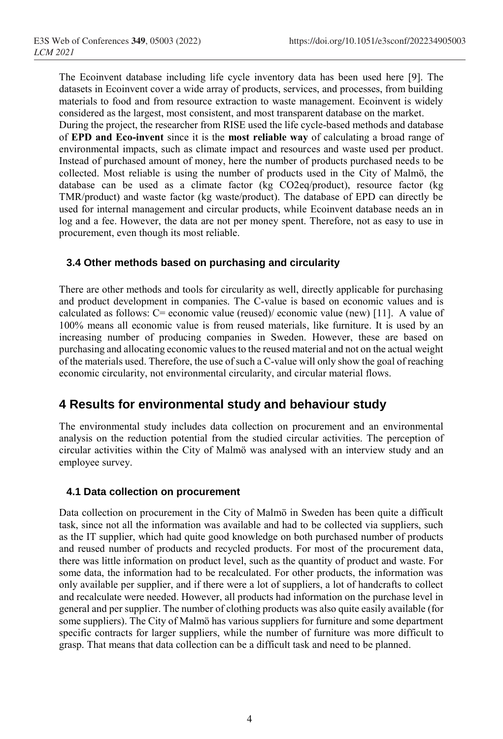The Ecoinvent database including life cycle inventory data has been used here [9]. The datasets in Ecoinvent cover a wide array of products, services, and processes, from building materials to food and from resource extraction to waste management. Ecoinvent is widely considered as the largest, most consistent, and most transparent database on the market.
During the project, the researcher from RISE used the life cycle-based methods and database of **EPD and Eco-invent** since it is the **most reliable way** of calculating a broad range of environmental impacts, such as climate impact and resources and waste used per product. Instead of purchased amount of money, here the number of products purchased needs to be collected. Most reliable is using the number of products used in the City of Malmö, the database can be used as a climate factor (kg $CO_2$eq/product), resource factor (kg TMR/product) and waste factor (kg waste/product). The database of EPD can directly be used for internal management and circular products, while Ecoinvent database needs an in log and a fee. However, the data are not per money spent. Therefore, not as easy to use in procurement, even though its most reliable.

### 3.4 Other methods based on purchasing and circularity

There are other methods and tools for circularity as well, directly applicable for purchasing and product development in companies. The C-value is based on economic values and is calculated as follows: C= economic value (reused)/ economic value (new) [11]. A value of 100% means all economic value is from reused materials, like furniture. It is used by an increasing number of producing companies in Sweden. However, these are based on purchasing and allocating economic values to the reused material and not on the actual weight of the materials used. Therefore, the use of such a C-value will only show the goal of reaching economic circularity, not environmental circularity, and circular material flows.

## 4 Results for environmental study and behaviour study

The environmental study includes data collection on procurement and an environmental analysis on the reduction potential from the studied circular activities. The perception of circular activities within the City of Malmö was analysed with an interview study and an employee survey.

### 4.1 Data collection on procurement

Data collection on procurement in the City of Malmö in Sweden has been quite a difficult task, since not all the information was available and had to be collected via suppliers, such as the IT supplier, which had quite good knowledge on both purchased number of products and reused number of products and recycled products. For most of the procurement data, there was little information on product level, such as the quantity of product and waste. For some data, the information had to be recalculated. For other products, the information was only available per supplier, and if there were a lot of suppliers, a lot of handcrafts to collect and recalculate were needed. However, all products had information on the purchase level in general and per supplier. The number of clothing products was also quite easily available (for some suppliers). The City of Malmö has various suppliers for furniture and some department specific contracts for larger suppliers, while the number of furniture was more difficult to grasp. That means that data collection can be a difficult task and need to be planned.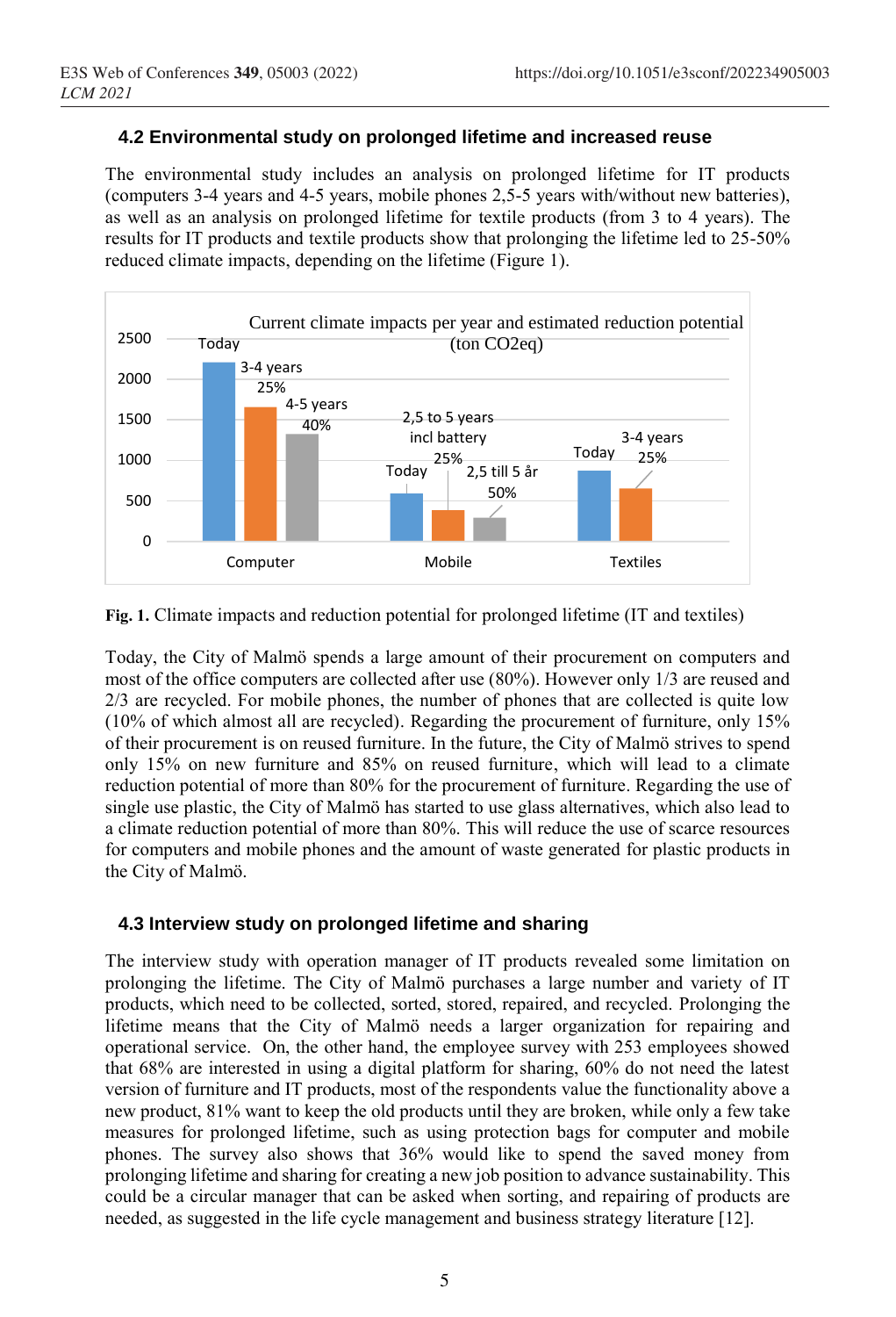### 4.2 Environmental study on prolonged lifetime and increased reuse

The environmental study includes an analysis on prolonged lifetime for IT products (computers 3-4 years and 4-5 years, mobile phones 2,5-5 years with/without new batteries), as well as an analysis on prolonged lifetime for textile products (from 3 to 4 years). The results for IT products and textile products show that prolonging the lifetime led to 25-50% reduced climate impacts, depending on the lifetime (Figure 1).

**Fig. 1.** Climate impacts and reduction potential for prolonged lifetime (IT and textiles)

Today, the City of Malmö spends a large amount of their procurement on computers and most of the office computers are collected after use (80%). However only 1/3 are reused and 2/3 are recycled. For mobile phones, the number of phones that are collected is quite low (10% of which almost all are recycled). Regarding the procurement of furniture, only 15% of their procurement is on reused furniture. In the future, the City of Malmö strives to spend only 15% on new furniture and 85% on reused furniture, which will lead to a climate reduction potential of more than 80% for the procurement of furniture. Regarding the use of single use plastic, the City of Malmö has started to use glass alternatives, which also lead to a climate reduction potential of more than 80%. This will reduce the use of scarce resources for computers and mobile phones and the amount of waste generated for plastic products in the City of Malmö.

### 4.3 Interview study on prolonged lifetime and sharing

The interview study with operation manager of IT products revealed some limitation on prolonging the lifetime. The City of Malmö purchases a large number and variety of IT products, which need to be collected, sorted, stored, repaired, and recycled. Prolonging the lifetime means that the City of Malmö needs a larger organization for repairing and operational service. On, the other hand, the employee survey with 253 employees showed that 68% are interested in using a digital platform for sharing, 60% do not need the latest version of furniture and IT products, most of the respondents value the functionality above a new product, 81% want to keep the old products until they are broken, while only a few take measures for prolonged lifetime, such as using protection bags for computer and mobile phones. The survey also shows that 36% would like to spend the saved money from prolonging lifetime and sharing for creating a new job position to advance sustainability. This could be a circular manager that can be asked when sorting, and repairing of products are needed, as suggested in the life cycle management and business strategy literature [12].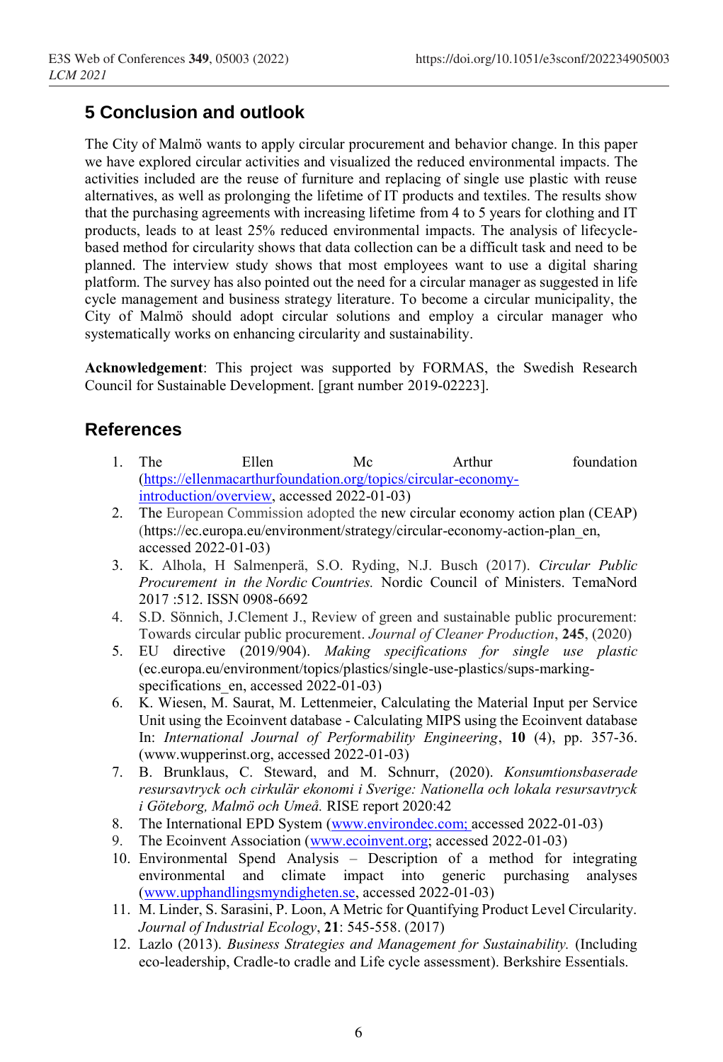## 5 Conclusion and outlook

The City of Malmö wants to apply circular procurement and behavior change. In this paper we have explored circular activities and visualized the reduced environmental impacts. The activities included are the reuse of furniture and replacing of single use plastic with reuse alternatives, as well as prolonging the lifetime of IT products and textiles. The results show that the purchasing agreements with increasing lifetime from 4 to 5 years for clothing and IT products, leads to at least 25% reduced environmental impacts. The analysis of lifecycle-based method for circularity shows that data collection can be a difficult task and need to be planned. The interview study shows that most employees want to use a digital sharing platform. The survey has also pointed out the need for a circular manager as suggested in life cycle management and business strategy literature. To become a circular municipality, the City of Malmö should adopt circular solutions and employ a circular manager who systematically works on enhancing circularity and sustainability.

**Acknowledgement**: This project was supported by FORMAS, the Swedish Research Council for Sustainable Development. [grant number 2019-02223].

## References

1. The Ellen Mc Arthur foundation (https://ellenmacarthurfoundation.org/topics/circular-economy-introduction/overview, accessed 2022-01-03)
2. The European Commission adopted the new circular economy action plan (CEAP) (https://ec.europa.eu/environment/strategy/circular-economy-action-plan_en, accessed 2022-01-03)
3. K. Alhola, H Salmenperä, S.O. Ryding, N.J. Busch (2017). *Circular Public Procurement in the Nordic Countries.* Nordic Council of Ministers. TemaNord 2017 :512. ISSN 0908-6692
4. S.D. Sönnich, J.Clement J., Review of green and sustainable public procurement: Towards circular public procurement. *Journal of Cleaner Production*, **245**, (2020)
5. EU directive (2019/904). *Making specifications for single use plastic* (ec.europa.eu/environment/topics/plastics/single-use-plastics/sups-marking-specifications_en, accessed 2022-01-03)
6. K. Wiesen, M. Saurat, M. Lettenmeier, Calculating the Material Input per Service Unit using the Ecoinvent database - Calculating MIPS using the Ecoinvent database In: *International Journal of Performability Engineering*, **10** (4), pp. 357-36. (www.wupperinst.org, accessed 2022-01-03)
7. B. Brunklaus, C. Steward, and M. Schnurr, (2020). *Konsumtionsbaserade resursavtryck och cirkulär ekonomi i Sverige: Nationella och lokala resursavtryck i Göteborg, Malmö och Umeå.* RISE report 2020:42
8. The International EPD System (www.environdec.com; accessed 2022-01-03)
9. The Ecoinvent Association (www.ecoinvent.org; accessed 2022-01-03)
10. Environmental Spend Analysis – Description of a method for integrating environmental and climate impact into generic purchasing analyses (www.upphandlingsmyndigheten.se, accessed 2022-01-03)
11. M. Linder, S. Sarasini, P. Loon, A Metric for Quantifying Product Level Circularity. *Journal of Industrial Ecology*, **21**: 545-558. (2017)
12. Lazlo (2013). *Business Strategies and Management for Sustainability.* (Including eco-leadership, Cradle-to cradle and Life cycle assessment). Berkshire Essentials.